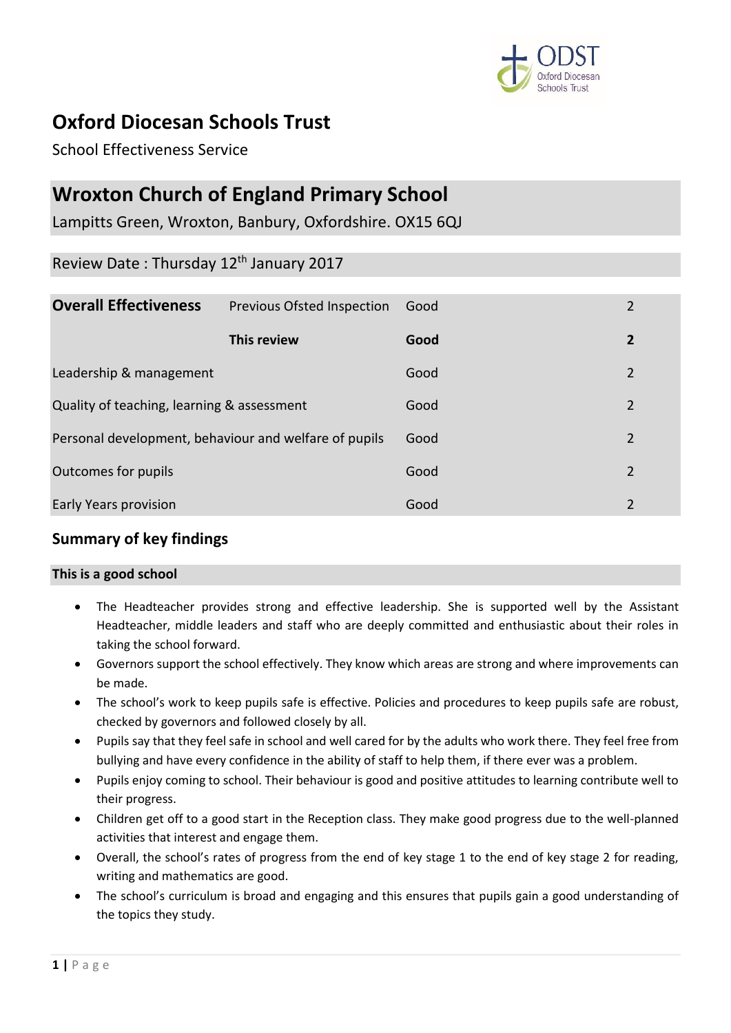# Oxford Diocesan Schools Trust

School Effectiveness Service

## Wroxton Church of England Primary School

Lampitts Green, Wroxton, Banbury, Oxfordshire. OX15 6QJ

Review Date : Thursday 12th January 2017

| **Overall Effectiveness** | Previous Ofsted Inspection | Good | 2 |
|---|---|---|---|
| | **This review** | **Good** | **2** |
| Leadership & management | | Good | 2 |
| Quality of teaching, learning & assessment | | Good | 2 |
| Personal development, behaviour and welfare of pupils | | Good | 2 |
| Outcomes for pupils | | Good | 2 |
| Early Years provision | | Good | 2 |

## Summary of key findings

**This is a good school**

- The Headteacher provides strong and effective leadership. She is supported well by the Assistant Headteacher, middle leaders and staff who are deeply committed and enthusiastic about their roles in taking the school forward.
- Governors support the school effectively. They know which areas are strong and where improvements can be made.
- The school's work to keep pupils safe is effective. Policies and procedures to keep pupils safe are robust, checked by governors and followed closely by all.
- Pupils say that they feel safe in school and well cared for by the adults who work there. They feel free from bullying and have every confidence in the ability of staff to help them, if there ever was a problem.
- Pupils enjoy coming to school. Their behaviour is good and positive attitudes to learning contribute well to their progress.
- Children get off to a good start in the Reception class. They make good progress due to the well-planned activities that interest and engage them.
- Overall, the school's rates of progress from the end of key stage 1 to the end of key stage 2 for reading, writing and mathematics are good.
- The school's curriculum is broad and engaging and this ensures that pupils gain a good understanding of the topics they study.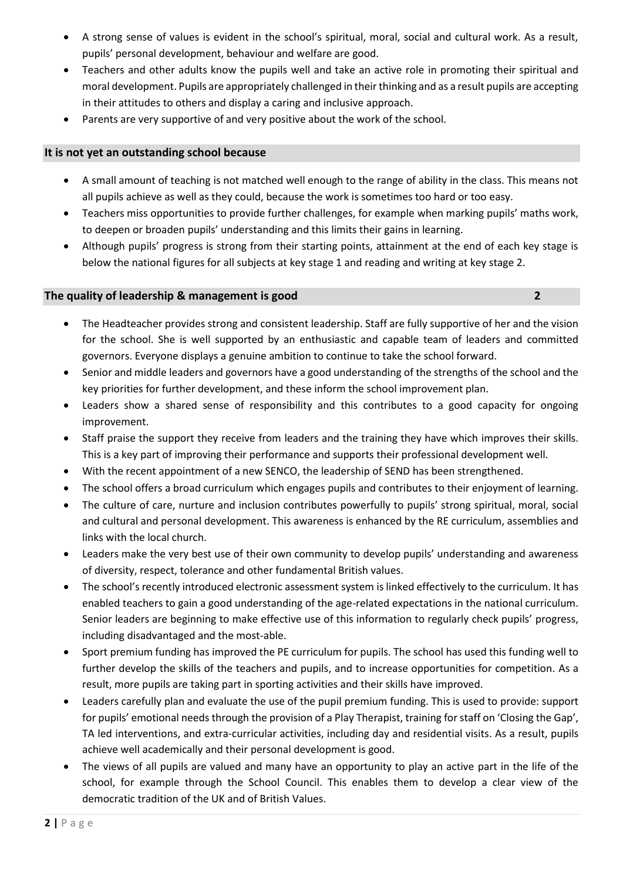- A strong sense of values is evident in the school's spiritual, moral, social and cultural work. As a result, pupils' personal development, behaviour and welfare are good.
- Teachers and other adults know the pupils well and take an active role in promoting their spiritual and moral development. Pupils are appropriately challenged in their thinking and as a result pupils are accepting in their attitudes to others and display a caring and inclusive approach.
- Parents are very supportive of and very positive about the work of the school.

## It is not yet an outstanding school because

- A small amount of teaching is not matched well enough to the range of ability in the class. This means not all pupils achieve as well as they could, because the work is sometimes too hard or too easy.
- Teachers miss opportunities to provide further challenges, for example when marking pupils' maths work, to deepen or broaden pupils' understanding and this limits their gains in learning.
- Although pupils' progress is strong from their starting points, attainment at the end of each key stage is below the national figures for all subjects at key stage 1 and reading and writing at key stage 2.

## The quality of leadership & management is good 2

- The Headteacher provides strong and consistent leadership. Staff are fully supportive of her and the vision for the school. She is well supported by an enthusiastic and capable team of leaders and committed governors. Everyone displays a genuine ambition to continue to take the school forward.
- Senior and middle leaders and governors have a good understanding of the strengths of the school and the key priorities for further development, and these inform the school improvement plan.
- Leaders show a shared sense of responsibility and this contributes to a good capacity for ongoing improvement.
- Staff praise the support they receive from leaders and the training they have which improves their skills. This is a key part of improving their performance and supports their professional development well.
- With the recent appointment of a new SENCO, the leadership of SEND has been strengthened.
- The school offers a broad curriculum which engages pupils and contributes to their enjoyment of learning.
- The culture of care, nurture and inclusion contributes powerfully to pupils' strong spiritual, moral, social and cultural and personal development. This awareness is enhanced by the RE curriculum, assemblies and links with the local church.
- Leaders make the very best use of their own community to develop pupils' understanding and awareness of diversity, respect, tolerance and other fundamental British values.
- The school's recently introduced electronic assessment system is linked effectively to the curriculum. It has enabled teachers to gain a good understanding of the age-related expectations in the national curriculum. Senior leaders are beginning to make effective use of this information to regularly check pupils' progress, including disadvantaged and the most-able.
- Sport premium funding has improved the PE curriculum for pupils. The school has used this funding well to further develop the skills of the teachers and pupils, and to increase opportunities for competition. As a result, more pupils are taking part in sporting activities and their skills have improved.
- Leaders carefully plan and evaluate the use of the pupil premium funding. This is used to provide: support for pupils' emotional needs through the provision of a Play Therapist, training for staff on 'Closing the Gap', TA led interventions, and extra-curricular activities, including day and residential visits. As a result, pupils achieve well academically and their personal development is good.
- The views of all pupils are valued and many have an opportunity to play an active part in the life of the school, for example through the School Council. This enables them to develop a clear view of the democratic tradition of the UK and of British Values.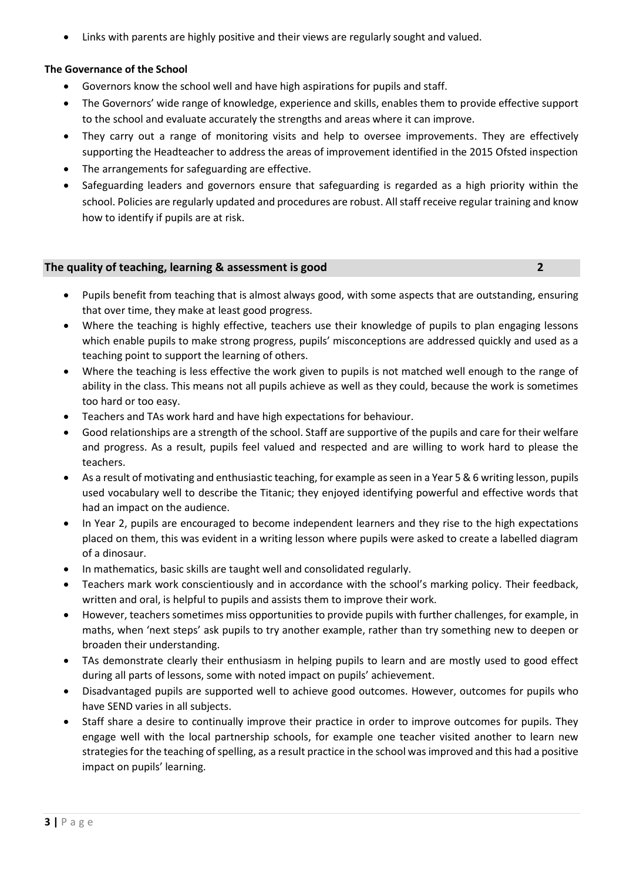- Links with parents are highly positive and their views are regularly sought and valued.

**The Governance of the School**

- Governors know the school well and have high aspirations for pupils and staff.
- The Governors' wide range of knowledge, experience and skills, enables them to provide effective support to the school and evaluate accurately the strengths and areas where it can improve.
- They carry out a range of monitoring visits and help to oversee improvements. They are effectively supporting the Headteacher to address the areas of improvement identified in the 2015 Ofsted inspection
- The arrangements for safeguarding are effective.
- Safeguarding leaders and governors ensure that safeguarding is regarded as a high priority within the school. Policies are regularly updated and procedures are robust. All staff receive regular training and know how to identify if pupils are at risk.

## The quality of teaching, learning & assessment is good 2

- Pupils benefit from teaching that is almost always good, with some aspects that are outstanding, ensuring that over time, they make at least good progress.
- Where the teaching is highly effective, teachers use their knowledge of pupils to plan engaging lessons which enable pupils to make strong progress, pupils' misconceptions are addressed quickly and used as a teaching point to support the learning of others.
- Where the teaching is less effective the work given to pupils is not matched well enough to the range of ability in the class. This means not all pupils achieve as well as they could, because the work is sometimes too hard or too easy.
- Teachers and TAs work hard and have high expectations for behaviour.
- Good relationships are a strength of the school. Staff are supportive of the pupils and care for their welfare and progress. As a result, pupils feel valued and respected and are willing to work hard to please the teachers.
- As a result of motivating and enthusiastic teaching, for example as seen in a Year 5 & 6 writing lesson, pupils used vocabulary well to describe the Titanic; they enjoyed identifying powerful and effective words that had an impact on the audience.
- In Year 2, pupils are encouraged to become independent learners and they rise to the high expectations placed on them, this was evident in a writing lesson where pupils were asked to create a labelled diagram of a dinosaur.
- In mathematics, basic skills are taught well and consolidated regularly.
- Teachers mark work conscientiously and in accordance with the school's marking policy. Their feedback, written and oral, is helpful to pupils and assists them to improve their work.
- However, teachers sometimes miss opportunities to provide pupils with further challenges, for example, in maths, when 'next steps' ask pupils to try another example, rather than try something new to deepen or broaden their understanding.
- TAs demonstrate clearly their enthusiasm in helping pupils to learn and are mostly used to good effect during all parts of lessons, some with noted impact on pupils' achievement.
- Disadvantaged pupils are supported well to achieve good outcomes. However, outcomes for pupils who have SEND varies in all subjects.
- Staff share a desire to continually improve their practice in order to improve outcomes for pupils. They engage well with the local partnership schools, for example one teacher visited another to learn new strategies for the teaching of spelling, as a result practice in the school was improved and this had a positive impact on pupils' learning.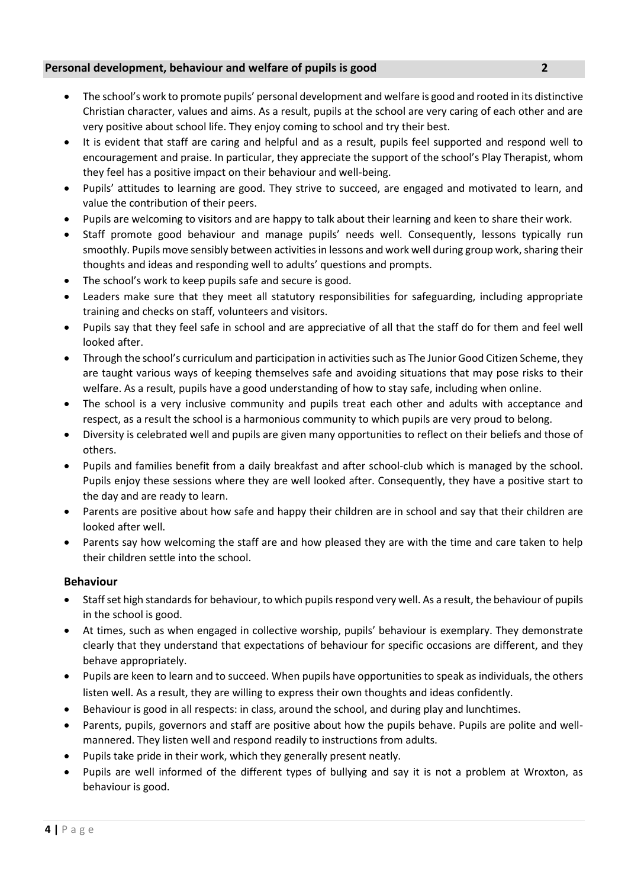## Personal development, behaviour and welfare of pupils is good 2

- The school's work to promote pupils' personal development and welfare is good and rooted in its distinctive Christian character, values and aims. As a result, pupils at the school are very caring of each other and are very positive about school life. They enjoy coming to school and try their best.
- It is evident that staff are caring and helpful and as a result, pupils feel supported and respond well to encouragement and praise. In particular, they appreciate the support of the school's Play Therapist, whom they feel has a positive impact on their behaviour and well-being.
- Pupils' attitudes to learning are good. They strive to succeed, are engaged and motivated to learn, and value the contribution of their peers.
- Pupils are welcoming to visitors and are happy to talk about their learning and keen to share their work.
- Staff promote good behaviour and manage pupils' needs well. Consequently, lessons typically run smoothly. Pupils move sensibly between activities in lessons and work well during group work, sharing their thoughts and ideas and responding well to adults' questions and prompts.
- The school's work to keep pupils safe and secure is good.
- Leaders make sure that they meet all statutory responsibilities for safeguarding, including appropriate training and checks on staff, volunteers and visitors.
- Pupils say that they feel safe in school and are appreciative of all that the staff do for them and feel well looked after.
- Through the school's curriculum and participation in activities such as The Junior Good Citizen Scheme, they are taught various ways of keeping themselves safe and avoiding situations that may pose risks to their welfare. As a result, pupils have a good understanding of how to stay safe, including when online.
- The school is a very inclusive community and pupils treat each other and adults with acceptance and respect, as a result the school is a harmonious community to which pupils are very proud to belong.
- Diversity is celebrated well and pupils are given many opportunities to reflect on their beliefs and those of others.
- Pupils and families benefit from a daily breakfast and after school-club which is managed by the school. Pupils enjoy these sessions where they are well looked after. Consequently, they have a positive start to the day and are ready to learn.
- Parents are positive about how safe and happy their children are in school and say that their children are looked after well.
- Parents say how welcoming the staff are and how pleased they are with the time and care taken to help their children settle into the school.

### Behaviour

- Staff set high standards for behaviour, to which pupils respond very well. As a result, the behaviour of pupils in the school is good.
- At times, such as when engaged in collective worship, pupils' behaviour is exemplary. They demonstrate clearly that they understand that expectations of behaviour for specific occasions are different, and they behave appropriately.
- Pupils are keen to learn and to succeed. When pupils have opportunities to speak as individuals, the others listen well. As a result, they are willing to express their own thoughts and ideas confidently.
- Behaviour is good in all respects: in class, around the school, and during play and lunchtimes.
- Parents, pupils, governors and staff are positive about how the pupils behave. Pupils are polite and well-mannered. They listen well and respond readily to instructions from adults.
- Pupils take pride in their work, which they generally present neatly.
- Pupils are well informed of the different types of bullying and say it is not a problem at Wroxton, as behaviour is good.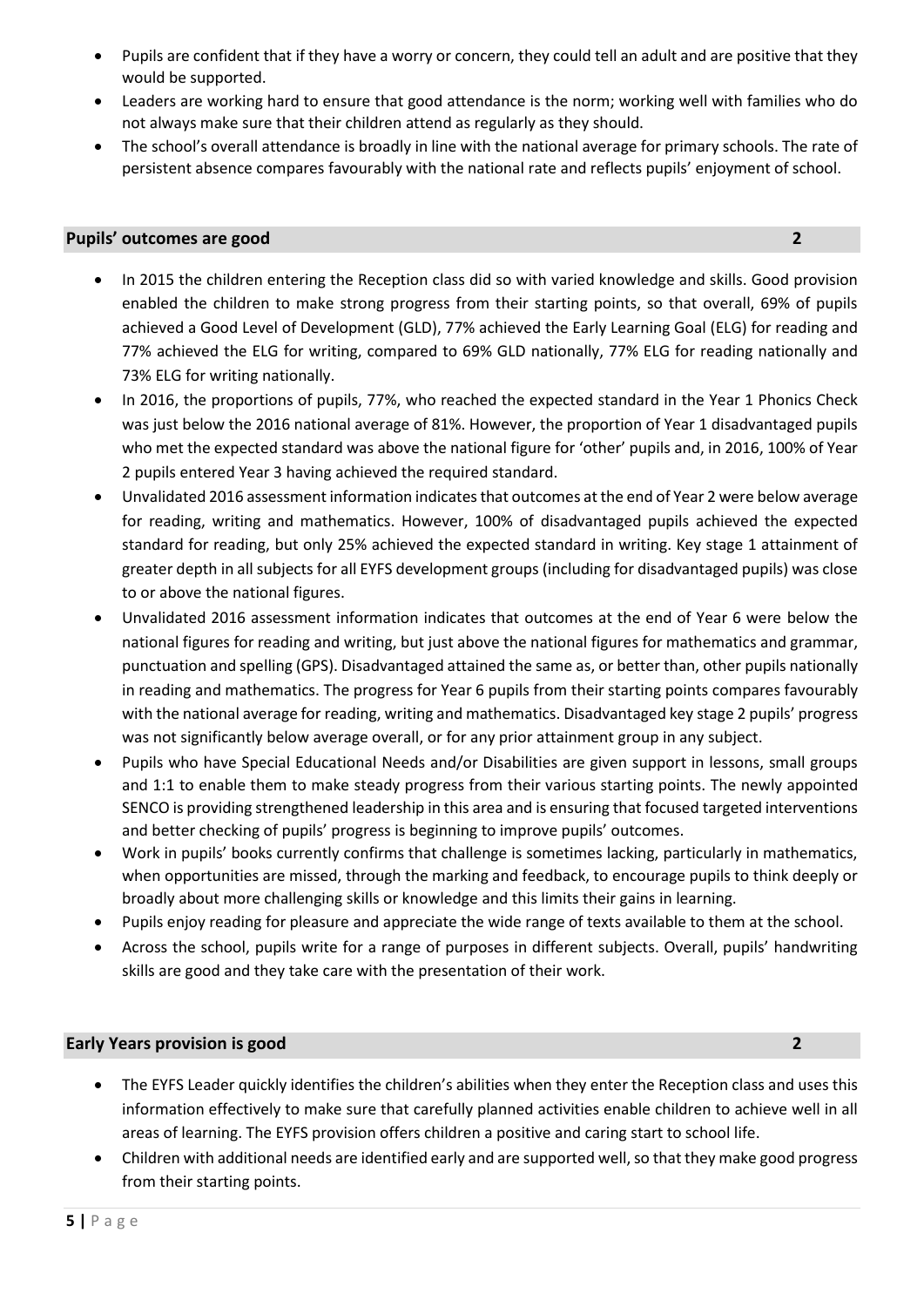- Pupils are confident that if they have a worry or concern, they could tell an adult and are positive that they would be supported.
- Leaders are working hard to ensure that good attendance is the norm; working well with families who do not always make sure that their children attend as regularly as they should.
- The school's overall attendance is broadly in line with the national average for primary schools. The rate of persistent absence compares favourably with the national rate and reflects pupils' enjoyment of school.

## Pupils' outcomes are good — 2

- In 2015 the children entering the Reception class did so with varied knowledge and skills. Good provision enabled the children to make strong progress from their starting points, so that overall, 69% of pupils achieved a Good Level of Development (GLD), 77% achieved the Early Learning Goal (ELG) for reading and 77% achieved the ELG for writing, compared to 69% GLD nationally, 77% ELG for reading nationally and 73% ELG for writing nationally.
- In 2016, the proportions of pupils, 77%, who reached the expected standard in the Year 1 Phonics Check was just below the 2016 national average of 81%. However, the proportion of Year 1 disadvantaged pupils who met the expected standard was above the national figure for 'other' pupils and, in 2016, 100% of Year 2 pupils entered Year 3 having achieved the required standard.
- Unvalidated 2016 assessment information indicates that outcomes at the end of Year 2 were below average for reading, writing and mathematics. However, 100% of disadvantaged pupils achieved the expected standard for reading, but only 25% achieved the expected standard in writing. Key stage 1 attainment of greater depth in all subjects for all EYFS development groups (including for disadvantaged pupils) was close to or above the national figures.
- Unvalidated 2016 assessment information indicates that outcomes at the end of Year 6 were below the national figures for reading and writing, but just above the national figures for mathematics and grammar, punctuation and spelling (GPS). Disadvantaged attained the same as, or better than, other pupils nationally in reading and mathematics. The progress for Year 6 pupils from their starting points compares favourably with the national average for reading, writing and mathematics. Disadvantaged key stage 2 pupils' progress was not significantly below average overall, or for any prior attainment group in any subject.
- Pupils who have Special Educational Needs and/or Disabilities are given support in lessons, small groups and 1:1 to enable them to make steady progress from their various starting points. The newly appointed SENCO is providing strengthened leadership in this area and is ensuring that focused targeted interventions and better checking of pupils' progress is beginning to improve pupils' outcomes.
- Work in pupils' books currently confirms that challenge is sometimes lacking, particularly in mathematics, when opportunities are missed, through the marking and feedback, to encourage pupils to think deeply or broadly about more challenging skills or knowledge and this limits their gains in learning.
- Pupils enjoy reading for pleasure and appreciate the wide range of texts available to them at the school.
- Across the school, pupils write for a range of purposes in different subjects. Overall, pupils' handwriting skills are good and they take care with the presentation of their work.

## Early Years provision is good — 2

- The EYFS Leader quickly identifies the children's abilities when they enter the Reception class and uses this information effectively to make sure that carefully planned activities enable children to achieve well in all areas of learning. The EYFS provision offers children a positive and caring start to school life.
- Children with additional needs are identified early and are supported well, so that they make good progress from their starting points.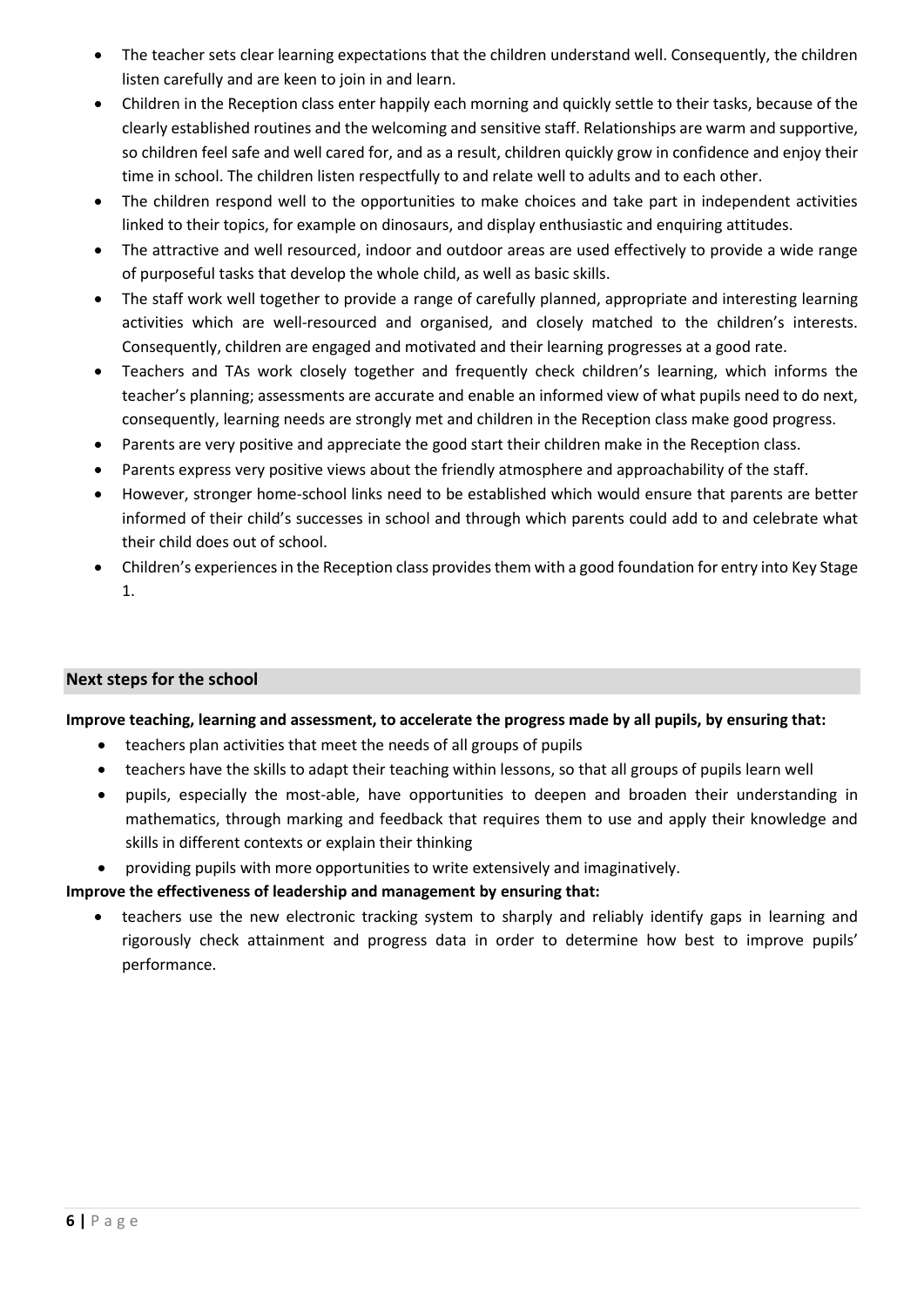- The teacher sets clear learning expectations that the children understand well. Consequently, the children listen carefully and are keen to join in and learn.
- Children in the Reception class enter happily each morning and quickly settle to their tasks, because of the clearly established routines and the welcoming and sensitive staff. Relationships are warm and supportive, so children feel safe and well cared for, and as a result, children quickly grow in confidence and enjoy their time in school. The children listen respectfully to and relate well to adults and to each other.
- The children respond well to the opportunities to make choices and take part in independent activities linked to their topics, for example on dinosaurs, and display enthusiastic and enquiring attitudes.
- The attractive and well resourced, indoor and outdoor areas are used effectively to provide a wide range of purposeful tasks that develop the whole child, as well as basic skills.
- The staff work well together to provide a range of carefully planned, appropriate and interesting learning activities which are well-resourced and organised, and closely matched to the children's interests. Consequently, children are engaged and motivated and their learning progresses at a good rate.
- Teachers and TAs work closely together and frequently check children's learning, which informs the teacher's planning; assessments are accurate and enable an informed view of what pupils need to do next, consequently, learning needs are strongly met and children in the Reception class make good progress.
- Parents are very positive and appreciate the good start their children make in the Reception class.
- Parents express very positive views about the friendly atmosphere and approachability of the staff.
- However, stronger home-school links need to be established which would ensure that parents are better informed of their child's successes in school and through which parents could add to and celebrate what their child does out of school.
- Children's experiences in the Reception class provides them with a good foundation for entry into Key Stage 1.

## Next steps for the school

**Improve teaching, learning and assessment, to accelerate the progress made by all pupils, by ensuring that:**

- teachers plan activities that meet the needs of all groups of pupils
- teachers have the skills to adapt their teaching within lessons, so that all groups of pupils learn well
- pupils, especially the most-able, have opportunities to deepen and broaden their understanding in mathematics, through marking and feedback that requires them to use and apply their knowledge and skills in different contexts or explain their thinking
- providing pupils with more opportunities to write extensively and imaginatively.

**Improve the effectiveness of leadership and management by ensuring that:**

- teachers use the new electronic tracking system to sharply and reliably identify gaps in learning and rigorously check attainment and progress data in order to determine how best to improve pupils' performance.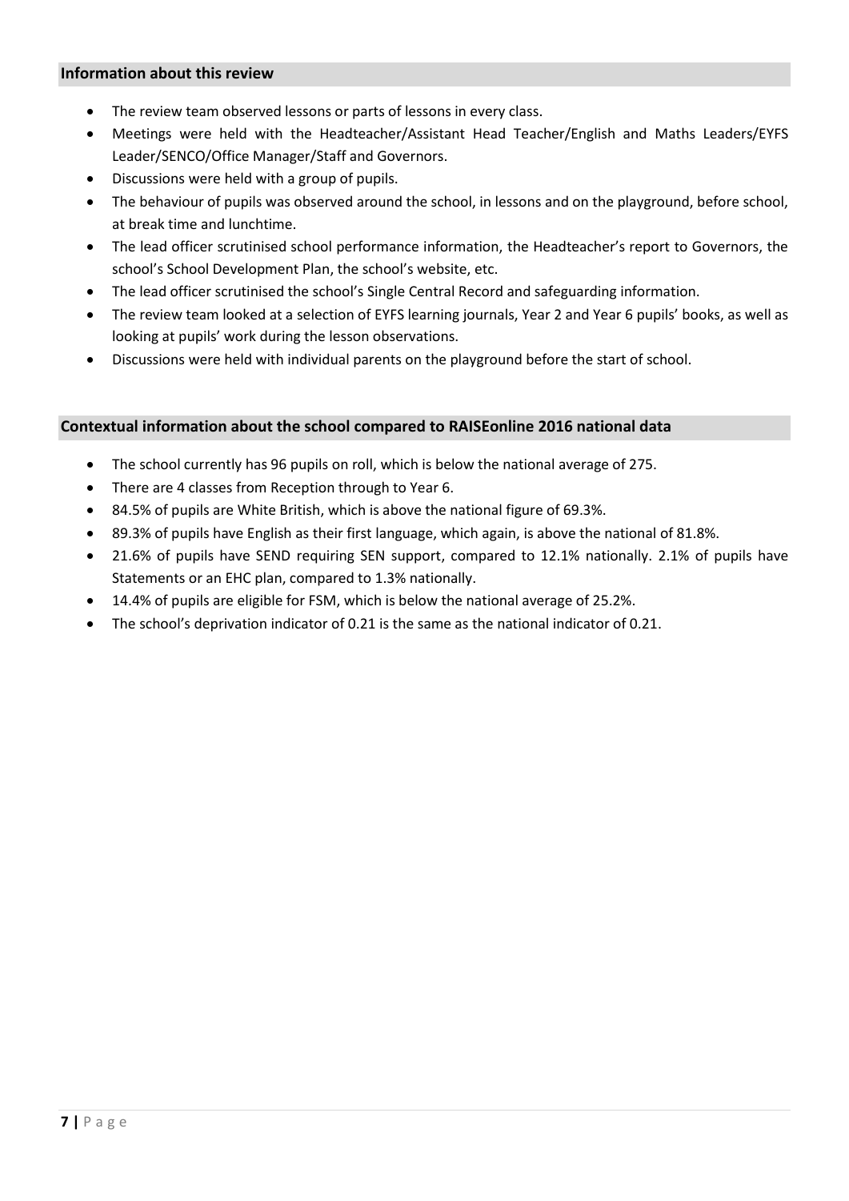## Information about this review

- The review team observed lessons or parts of lessons in every class.
- Meetings were held with the Headteacher/Assistant Head Teacher/English and Maths Leaders/EYFS Leader/SENCO/Office Manager/Staff and Governors.
- Discussions were held with a group of pupils.
- The behaviour of pupils was observed around the school, in lessons and on the playground, before school, at break time and lunchtime.
- The lead officer scrutinised school performance information, the Headteacher's report to Governors, the school's School Development Plan, the school's website, etc.
- The lead officer scrutinised the school's Single Central Record and safeguarding information.
- The review team looked at a selection of EYFS learning journals, Year 2 and Year 6 pupils' books, as well as looking at pupils' work during the lesson observations.
- Discussions were held with individual parents on the playground before the start of school.

## Contextual information about the school compared to RAISEonline 2016 national data

- The school currently has 96 pupils on roll, which is below the national average of 275.
- There are 4 classes from Reception through to Year 6.
- 84.5% of pupils are White British, which is above the national figure of 69.3%.
- 89.3% of pupils have English as their first language, which again, is above the national of 81.8%.
- 21.6% of pupils have SEND requiring SEN support, compared to 12.1% nationally. 2.1% of pupils have Statements or an EHC plan, compared to 1.3% nationally.
- 14.4% of pupils are eligible for FSM, which is below the national average of 25.2%.
- The school's deprivation indicator of 0.21 is the same as the national indicator of 0.21.